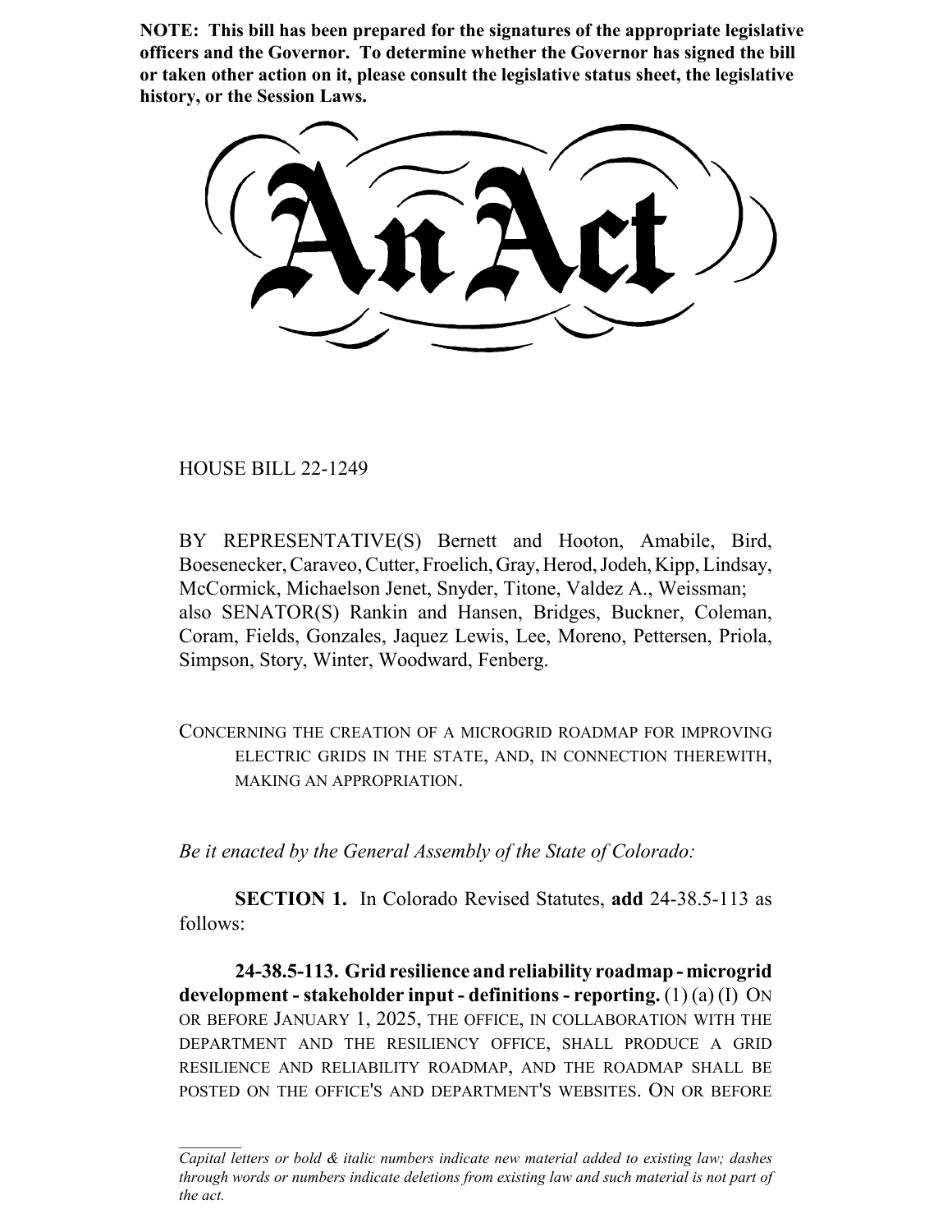**NOTE: This bill has been prepared for the signatures of the appropriate legislative officers and the Governor. To determine whether the Governor has signed the bill or taken other action on it, please consult the legislative status sheet, the legislative history, or the Session Laws.**

# An Act

HOUSE BILL 22-1249

BY REPRESENTATIVE(S) Bernett and Hooton, Amabile, Bird, Boesenecker, Caraveo, Cutter, Froelich, Gray, Herod, Jodeh, Kipp, Lindsay, McCormick, Michaelson Jenet, Snyder, Titone, Valdez A., Weissman; also SENATOR(S) Rankin and Hansen, Bridges, Buckner, Coleman, Coram, Fields, Gonzales, Jaquez Lewis, Lee, Moreno, Pettersen, Priola, Simpson, Story, Winter, Woodward, Fenberg.

CONCERNING THE CREATION OF A MICROGRID ROADMAP FOR IMPROVING ELECTRIC GRIDS IN THE STATE, AND, IN CONNECTION THEREWITH, MAKING AN APPROPRIATION.

*Be it enacted by the General Assembly of the State of Colorado:*

**SECTION 1.** In Colorado Revised Statutes, **add** 24-38.5-113 as follows:

**24-38.5-113. Grid resilience and reliability roadmap - microgrid development - stakeholder input - definitions - reporting.** (1) (a) (I) ON OR BEFORE JANUARY 1, 2025, THE OFFICE, IN COLLABORATION WITH THE DEPARTMENT AND THE RESILIENCY OFFICE, SHALL PRODUCE A GRID RESILIENCE AND RELIABILITY ROADMAP, AND THE ROADMAP SHALL BE POSTED ON THE OFFICE'S AND DEPARTMENT'S WEBSITES. ON OR BEFORE

*Capital letters or bold & italic numbers indicate new material added to existing law; dashes through words or numbers indicate deletions from existing law and such material is not part of the act.*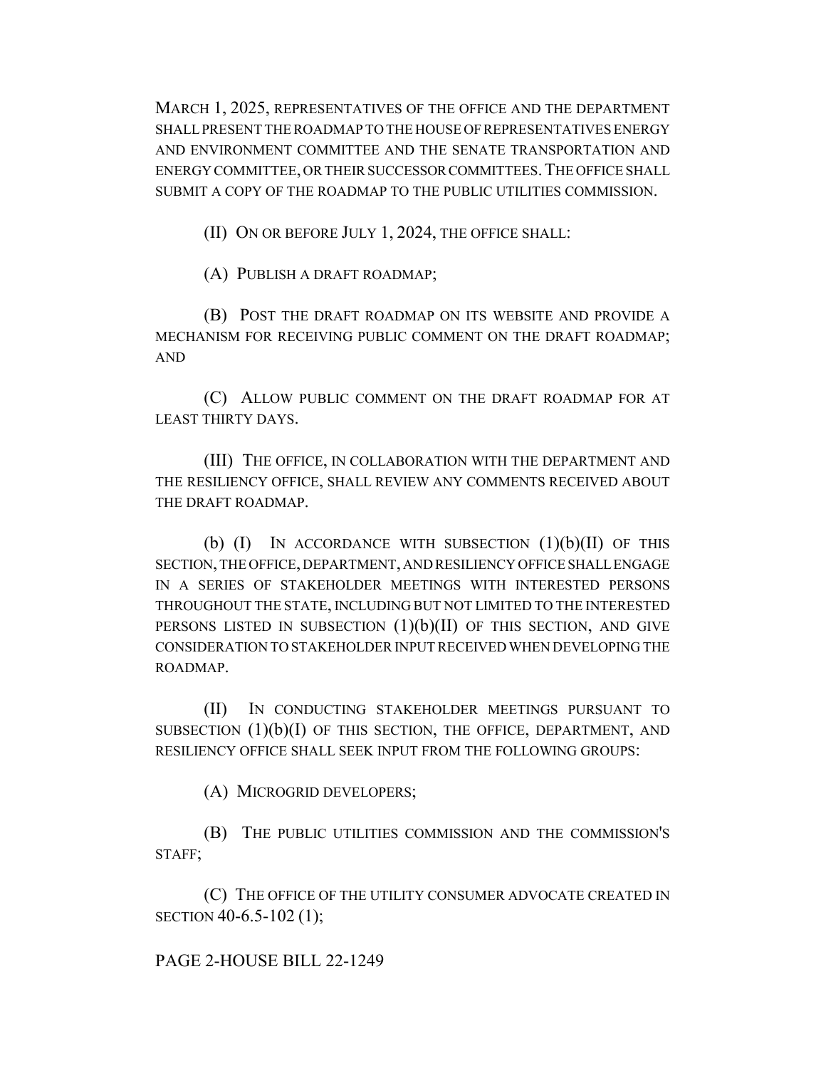MARCH 1, 2025, REPRESENTATIVES OF THE OFFICE AND THE DEPARTMENT SHALL PRESENT THE ROADMAP TO THE HOUSE OF REPRESENTATIVES ENERGY AND ENVIRONMENT COMMITTEE AND THE SENATE TRANSPORTATION AND ENERGY COMMITTEE, OR THEIR SUCCESSOR COMMITTEES. THE OFFICE SHALL SUBMIT A COPY OF THE ROADMAP TO THE PUBLIC UTILITIES COMMISSION.

(II) ON OR BEFORE JULY 1, 2024, THE OFFICE SHALL:

(A) PUBLISH A DRAFT ROADMAP;

(B) POST THE DRAFT ROADMAP ON ITS WEBSITE AND PROVIDE A MECHANISM FOR RECEIVING PUBLIC COMMENT ON THE DRAFT ROADMAP; AND

(C) ALLOW PUBLIC COMMENT ON THE DRAFT ROADMAP FOR AT LEAST THIRTY DAYS.

(III) THE OFFICE, IN COLLABORATION WITH THE DEPARTMENT AND THE RESILIENCY OFFICE, SHALL REVIEW ANY COMMENTS RECEIVED ABOUT THE DRAFT ROADMAP.

(b) (I) IN ACCORDANCE WITH SUBSECTION (1)(b)(II) OF THIS SECTION, THE OFFICE, DEPARTMENT, AND RESILIENCY OFFICE SHALL ENGAGE IN A SERIES OF STAKEHOLDER MEETINGS WITH INTERESTED PERSONS THROUGHOUT THE STATE, INCLUDING BUT NOT LIMITED TO THE INTERESTED PERSONS LISTED IN SUBSECTION (1)(b)(II) OF THIS SECTION, AND GIVE CONSIDERATION TO STAKEHOLDER INPUT RECEIVED WHEN DEVELOPING THE ROADMAP.

(II) IN CONDUCTING STAKEHOLDER MEETINGS PURSUANT TO SUBSECTION (1)(b)(I) OF THIS SECTION, THE OFFICE, DEPARTMENT, AND RESILIENCY OFFICE SHALL SEEK INPUT FROM THE FOLLOWING GROUPS:

(A) MICROGRID DEVELOPERS;

(B) THE PUBLIC UTILITIES COMMISSION AND THE COMMISSION'S STAFF;

(C) THE OFFICE OF THE UTILITY CONSUMER ADVOCATE CREATED IN SECTION 40-6.5-102 (1);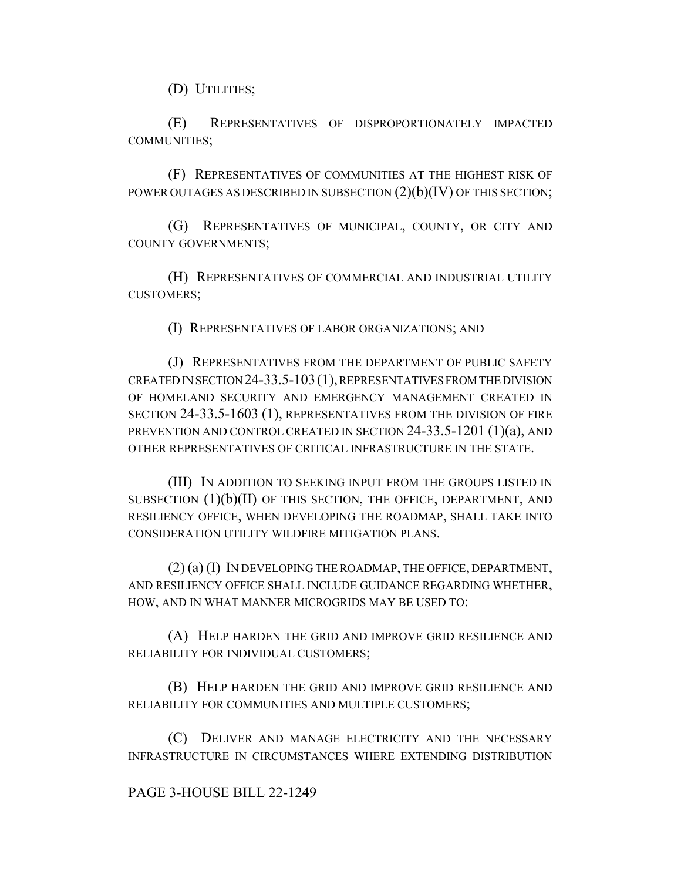(D) UTILITIES;

(E) REPRESENTATIVES OF DISPROPORTIONATELY IMPACTED COMMUNITIES;

(F) REPRESENTATIVES OF COMMUNITIES AT THE HIGHEST RISK OF POWER OUTAGES AS DESCRIBED IN SUBSECTION (2)(b)(IV) OF THIS SECTION;

(G) REPRESENTATIVES OF MUNICIPAL, COUNTY, OR CITY AND COUNTY GOVERNMENTS;

(H) REPRESENTATIVES OF COMMERCIAL AND INDUSTRIAL UTILITY CUSTOMERS;

(I) REPRESENTATIVES OF LABOR ORGANIZATIONS; AND

(J) REPRESENTATIVES FROM THE DEPARTMENT OF PUBLIC SAFETY CREATED IN SECTION 24-33.5-103 (1), REPRESENTATIVES FROM THE DIVISION OF HOMELAND SECURITY AND EMERGENCY MANAGEMENT CREATED IN SECTION 24-33.5-1603 (1), REPRESENTATIVES FROM THE DIVISION OF FIRE PREVENTION AND CONTROL CREATED IN SECTION 24-33.5-1201 (1)(a), AND OTHER REPRESENTATIVES OF CRITICAL INFRASTRUCTURE IN THE STATE.

(III) IN ADDITION TO SEEKING INPUT FROM THE GROUPS LISTED IN SUBSECTION (1)(b)(II) OF THIS SECTION, THE OFFICE, DEPARTMENT, AND RESILIENCY OFFICE, WHEN DEVELOPING THE ROADMAP, SHALL TAKE INTO CONSIDERATION UTILITY WILDFIRE MITIGATION PLANS.

(2) (a) (I) IN DEVELOPING THE ROADMAP, THE OFFICE, DEPARTMENT, AND RESILIENCY OFFICE SHALL INCLUDE GUIDANCE REGARDING WHETHER, HOW, AND IN WHAT MANNER MICROGRIDS MAY BE USED TO:

(A) HELP HARDEN THE GRID AND IMPROVE GRID RESILIENCE AND RELIABILITY FOR INDIVIDUAL CUSTOMERS;

(B) HELP HARDEN THE GRID AND IMPROVE GRID RESILIENCE AND RELIABILITY FOR COMMUNITIES AND MULTIPLE CUSTOMERS;

(C) DELIVER AND MANAGE ELECTRICITY AND THE NECESSARY INFRASTRUCTURE IN CIRCUMSTANCES WHERE EXTENDING DISTRIBUTION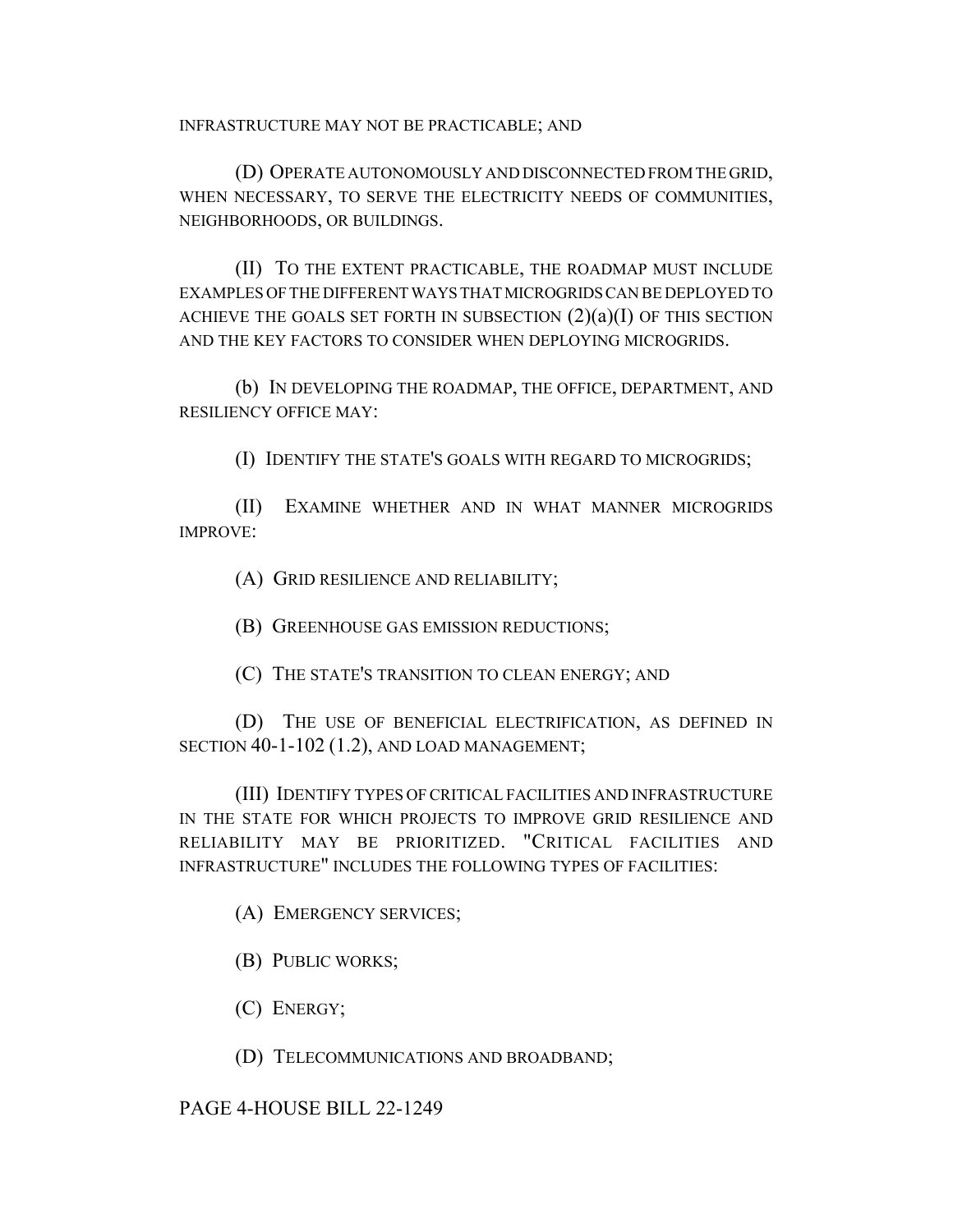INFRASTRUCTURE MAY NOT BE PRACTICABLE; AND

(D) OPERATE AUTONOMOUSLY AND DISCONNECTED FROM THE GRID, WHEN NECESSARY, TO SERVE THE ELECTRICITY NEEDS OF COMMUNITIES, NEIGHBORHOODS, OR BUILDINGS.

(II) TO THE EXTENT PRACTICABLE, THE ROADMAP MUST INCLUDE EXAMPLES OF THE DIFFERENT WAYS THAT MICROGRIDS CAN BE DEPLOYED TO ACHIEVE THE GOALS SET FORTH IN SUBSECTION (2)(a)(I) OF THIS SECTION AND THE KEY FACTORS TO CONSIDER WHEN DEPLOYING MICROGRIDS.

(b) IN DEVELOPING THE ROADMAP, THE OFFICE, DEPARTMENT, AND RESILIENCY OFFICE MAY:

(I) IDENTIFY THE STATE'S GOALS WITH REGARD TO MICROGRIDS;

(II) EXAMINE WHETHER AND IN WHAT MANNER MICROGRIDS IMPROVE:

(A) GRID RESILIENCE AND RELIABILITY;

(B) GREENHOUSE GAS EMISSION REDUCTIONS;

(C) THE STATE'S TRANSITION TO CLEAN ENERGY; AND

(D) THE USE OF BENEFICIAL ELECTRIFICATION, AS DEFINED IN SECTION 40-1-102 (1.2), AND LOAD MANAGEMENT;

(III) IDENTIFY TYPES OF CRITICAL FACILITIES AND INFRASTRUCTURE IN THE STATE FOR WHICH PROJECTS TO IMPROVE GRID RESILIENCE AND RELIABILITY MAY BE PRIORITIZED. "CRITICAL FACILITIES AND INFRASTRUCTURE" INCLUDES THE FOLLOWING TYPES OF FACILITIES:

(A) EMERGENCY SERVICES;

(B) PUBLIC WORKS;

(C) ENERGY;

(D) TELECOMMUNICATIONS AND BROADBAND;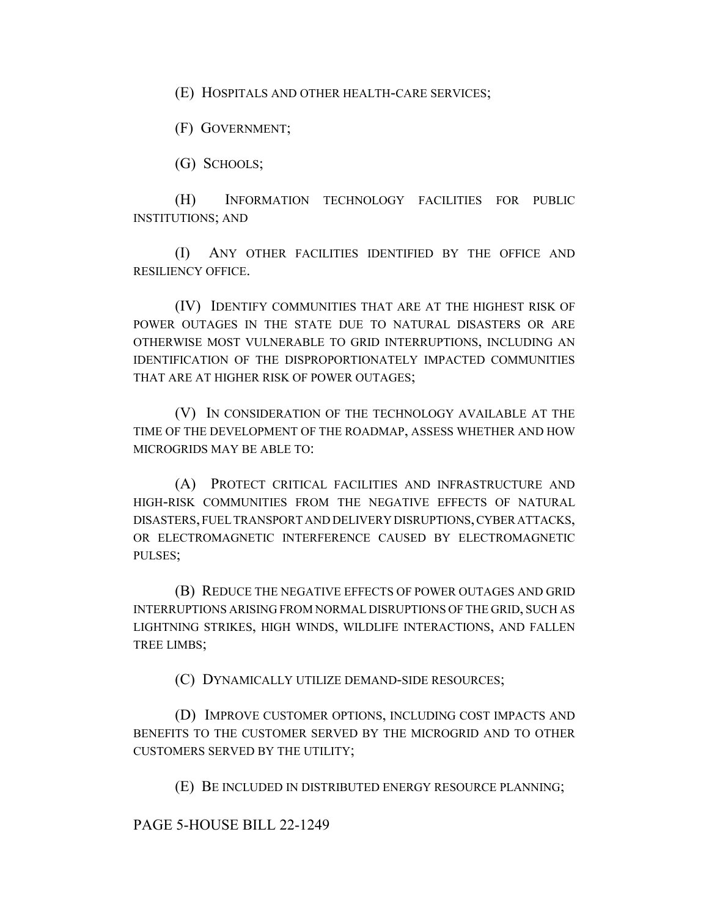(E) HOSPITALS AND OTHER HEALTH-CARE SERVICES;

(F) GOVERNMENT;

(G) SCHOOLS;

(H) INFORMATION TECHNOLOGY FACILITIES FOR PUBLIC INSTITUTIONS; AND

(I) ANY OTHER FACILITIES IDENTIFIED BY THE OFFICE AND RESILIENCY OFFICE.

(IV) IDENTIFY COMMUNITIES THAT ARE AT THE HIGHEST RISK OF POWER OUTAGES IN THE STATE DUE TO NATURAL DISASTERS OR ARE OTHERWISE MOST VULNERABLE TO GRID INTERRUPTIONS, INCLUDING AN IDENTIFICATION OF THE DISPROPORTIONATELY IMPACTED COMMUNITIES THAT ARE AT HIGHER RISK OF POWER OUTAGES;

(V) IN CONSIDERATION OF THE TECHNOLOGY AVAILABLE AT THE TIME OF THE DEVELOPMENT OF THE ROADMAP, ASSESS WHETHER AND HOW MICROGRIDS MAY BE ABLE TO:

(A) PROTECT CRITICAL FACILITIES AND INFRASTRUCTURE AND HIGH-RISK COMMUNITIES FROM THE NEGATIVE EFFECTS OF NATURAL DISASTERS, FUEL TRANSPORT AND DELIVERY DISRUPTIONS, CYBER ATTACKS, OR ELECTROMAGNETIC INTERFERENCE CAUSED BY ELECTROMAGNETIC PULSES;

(B) REDUCE THE NEGATIVE EFFECTS OF POWER OUTAGES AND GRID INTERRUPTIONS ARISING FROM NORMAL DISRUPTIONS OF THE GRID, SUCH AS LIGHTNING STRIKES, HIGH WINDS, WILDLIFE INTERACTIONS, AND FALLEN TREE LIMBS;

(C) DYNAMICALLY UTILIZE DEMAND-SIDE RESOURCES;

(D) IMPROVE CUSTOMER OPTIONS, INCLUDING COST IMPACTS AND BENEFITS TO THE CUSTOMER SERVED BY THE MICROGRID AND TO OTHER CUSTOMERS SERVED BY THE UTILITY;

(E) BE INCLUDED IN DISTRIBUTED ENERGY RESOURCE PLANNING;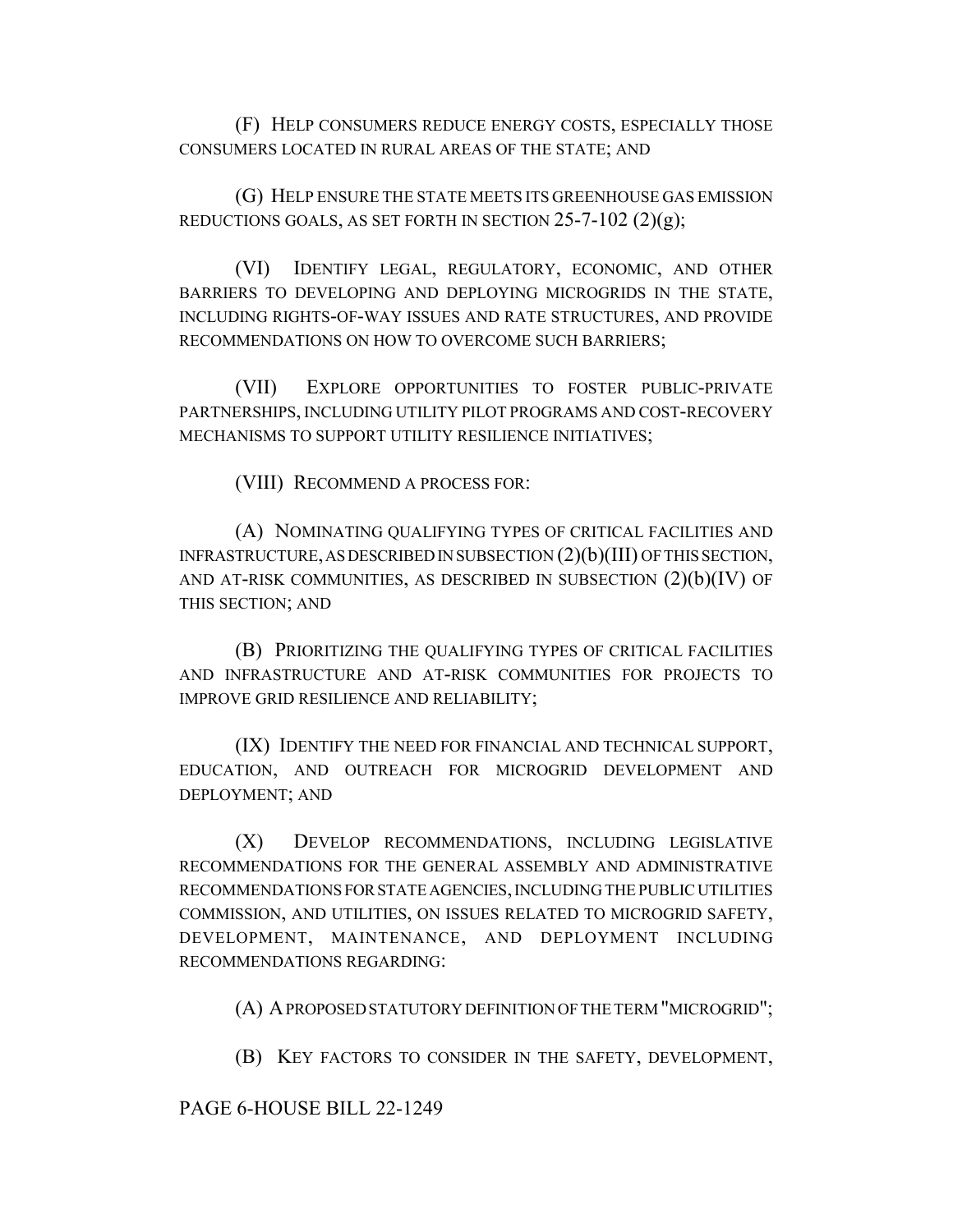(F) HELP CONSUMERS REDUCE ENERGY COSTS, ESPECIALLY THOSE CONSUMERS LOCATED IN RURAL AREAS OF THE STATE; AND

(G) HELP ENSURE THE STATE MEETS ITS GREENHOUSE GAS EMISSION REDUCTIONS GOALS, AS SET FORTH IN SECTION 25-7-102 (2)(g);

(VI) IDENTIFY LEGAL, REGULATORY, ECONOMIC, AND OTHER BARRIERS TO DEVELOPING AND DEPLOYING MICROGRIDS IN THE STATE, INCLUDING RIGHTS-OF-WAY ISSUES AND RATE STRUCTURES, AND PROVIDE RECOMMENDATIONS ON HOW TO OVERCOME SUCH BARRIERS;

(VII) EXPLORE OPPORTUNITIES TO FOSTER PUBLIC-PRIVATE PARTNERSHIPS, INCLUDING UTILITY PILOT PROGRAMS AND COST-RECOVERY MECHANISMS TO SUPPORT UTILITY RESILIENCE INITIATIVES;

(VIII) RECOMMEND A PROCESS FOR:

(A) NOMINATING QUALIFYING TYPES OF CRITICAL FACILITIES AND INFRASTRUCTURE, AS DESCRIBED IN SUBSECTION (2)(b)(III) OF THIS SECTION, AND AT-RISK COMMUNITIES, AS DESCRIBED IN SUBSECTION (2)(b)(IV) OF THIS SECTION; AND

(B) PRIORITIZING THE QUALIFYING TYPES OF CRITICAL FACILITIES AND INFRASTRUCTURE AND AT-RISK COMMUNITIES FOR PROJECTS TO IMPROVE GRID RESILIENCE AND RELIABILITY;

(IX) IDENTIFY THE NEED FOR FINANCIAL AND TECHNICAL SUPPORT, EDUCATION, AND OUTREACH FOR MICROGRID DEVELOPMENT AND DEPLOYMENT; AND

(X) DEVELOP RECOMMENDATIONS, INCLUDING LEGISLATIVE RECOMMENDATIONS FOR THE GENERAL ASSEMBLY AND ADMINISTRATIVE RECOMMENDATIONS FOR STATE AGENCIES, INCLUDING THE PUBLIC UTILITIES COMMISSION, AND UTILITIES, ON ISSUES RELATED TO MICROGRID SAFETY, DEVELOPMENT, MAINTENANCE, AND DEPLOYMENT INCLUDING RECOMMENDATIONS REGARDING:

(A) A PROPOSED STATUTORY DEFINITION OF THE TERM "MICROGRID";

(B) KEY FACTORS TO CONSIDER IN THE SAFETY, DEVELOPMENT,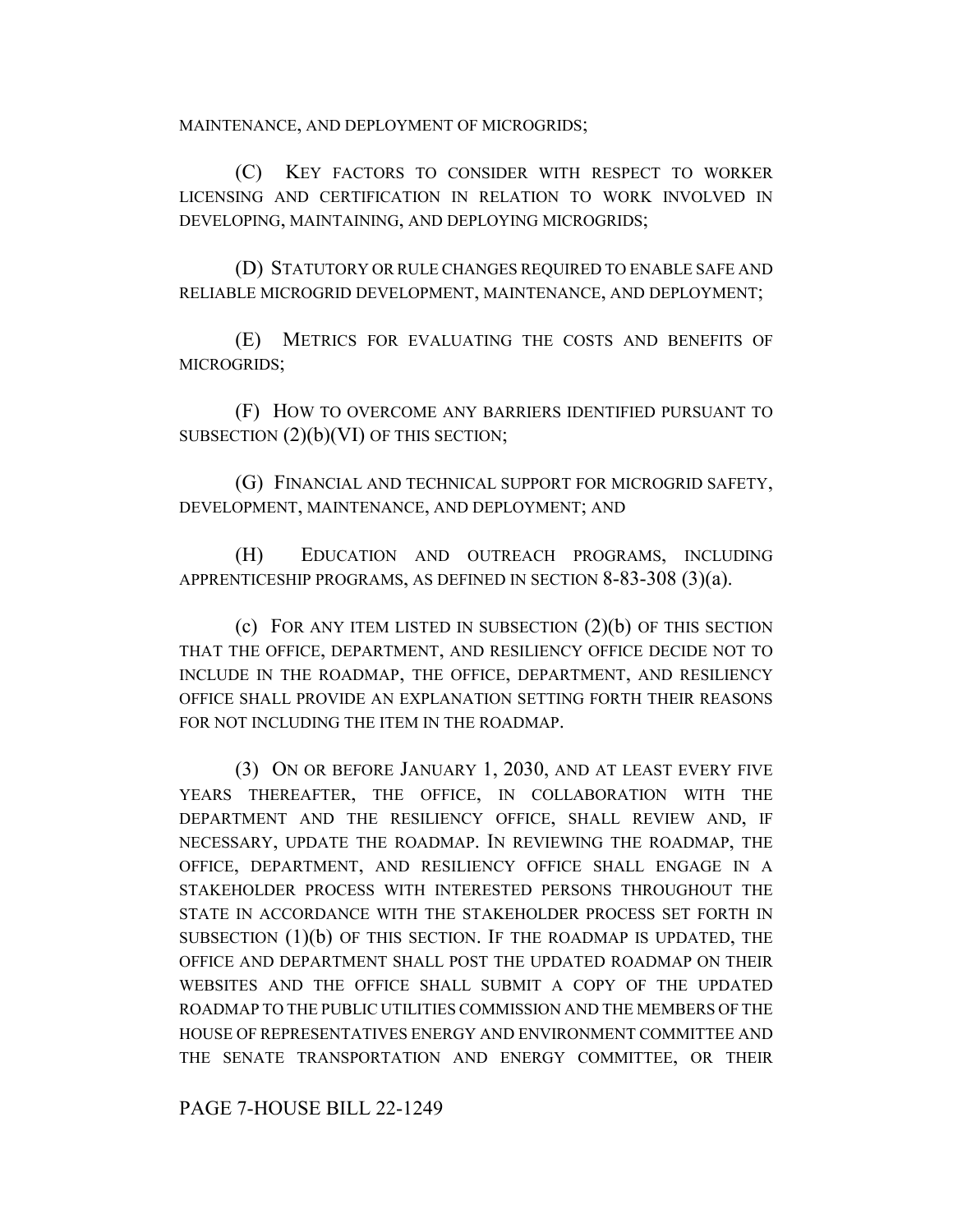MAINTENANCE, AND DEPLOYMENT OF MICROGRIDS;

(C) KEY FACTORS TO CONSIDER WITH RESPECT TO WORKER LICENSING AND CERTIFICATION IN RELATION TO WORK INVOLVED IN DEVELOPING, MAINTAINING, AND DEPLOYING MICROGRIDS;

(D) STATUTORY OR RULE CHANGES REQUIRED TO ENABLE SAFE AND RELIABLE MICROGRID DEVELOPMENT, MAINTENANCE, AND DEPLOYMENT;

(E) METRICS FOR EVALUATING THE COSTS AND BENEFITS OF MICROGRIDS;

(F) HOW TO OVERCOME ANY BARRIERS IDENTIFIED PURSUANT TO SUBSECTION (2)(b)(VI) OF THIS SECTION;

(G) FINANCIAL AND TECHNICAL SUPPORT FOR MICROGRID SAFETY, DEVELOPMENT, MAINTENANCE, AND DEPLOYMENT; AND

(H) EDUCATION AND OUTREACH PROGRAMS, INCLUDING APPRENTICESHIP PROGRAMS, AS DEFINED IN SECTION 8-83-308 (3)(a).

(c) FOR ANY ITEM LISTED IN SUBSECTION (2)(b) OF THIS SECTION THAT THE OFFICE, DEPARTMENT, AND RESILIENCY OFFICE DECIDE NOT TO INCLUDE IN THE ROADMAP, THE OFFICE, DEPARTMENT, AND RESILIENCY OFFICE SHALL PROVIDE AN EXPLANATION SETTING FORTH THEIR REASONS FOR NOT INCLUDING THE ITEM IN THE ROADMAP.

(3) ON OR BEFORE JANUARY 1, 2030, AND AT LEAST EVERY FIVE YEARS THEREAFTER, THE OFFICE, IN COLLABORATION WITH THE DEPARTMENT AND THE RESILIENCY OFFICE, SHALL REVIEW AND, IF NECESSARY, UPDATE THE ROADMAP. IN REVIEWING THE ROADMAP, THE OFFICE, DEPARTMENT, AND RESILIENCY OFFICE SHALL ENGAGE IN A STAKEHOLDER PROCESS WITH INTERESTED PERSONS THROUGHOUT THE STATE IN ACCORDANCE WITH THE STAKEHOLDER PROCESS SET FORTH IN SUBSECTION (1)(b) OF THIS SECTION. IF THE ROADMAP IS UPDATED, THE OFFICE AND DEPARTMENT SHALL POST THE UPDATED ROADMAP ON THEIR WEBSITES AND THE OFFICE SHALL SUBMIT A COPY OF THE UPDATED ROADMAP TO THE PUBLIC UTILITIES COMMISSION AND THE MEMBERS OF THE HOUSE OF REPRESENTATIVES ENERGY AND ENVIRONMENT COMMITTEE AND THE SENATE TRANSPORTATION AND ENERGY COMMITTEE, OR THEIR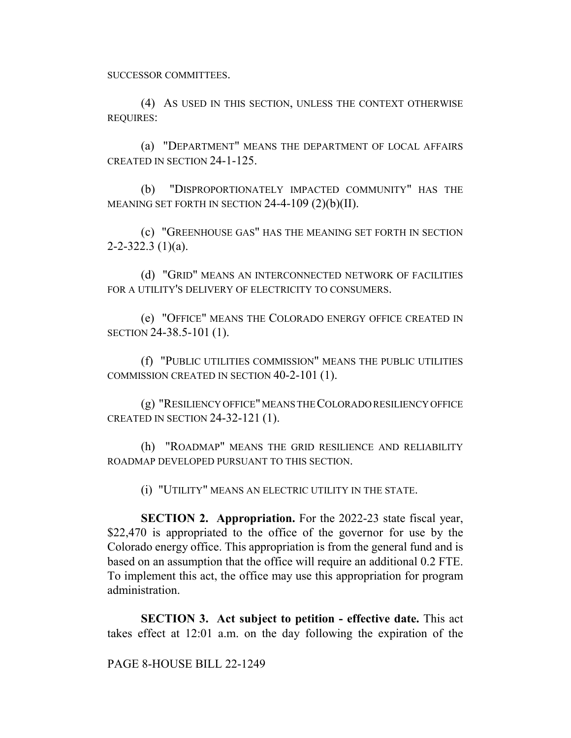SUCCESSOR COMMITTEES.

(4) AS USED IN THIS SECTION, UNLESS THE CONTEXT OTHERWISE REQUIRES:

(a) "DEPARTMENT" MEANS THE DEPARTMENT OF LOCAL AFFAIRS CREATED IN SECTION 24-1-125.

(b) "DISPROPORTIONATELY IMPACTED COMMUNITY" HAS THE MEANING SET FORTH IN SECTION 24-4-109 (2)(b)(II).

(c) "GREENHOUSE GAS" HAS THE MEANING SET FORTH IN SECTION 2-2-322.3 (1)(a).

(d) "GRID" MEANS AN INTERCONNECTED NETWORK OF FACILITIES FOR A UTILITY'S DELIVERY OF ELECTRICITY TO CONSUMERS.

(e) "OFFICE" MEANS THE COLORADO ENERGY OFFICE CREATED IN SECTION 24-38.5-101 (1).

(f) "PUBLIC UTILITIES COMMISSION" MEANS THE PUBLIC UTILITIES COMMISSION CREATED IN SECTION 40-2-101 (1).

(g) "RESILIENCY OFFICE" MEANS THE COLORADO RESILIENCY OFFICE CREATED IN SECTION 24-32-121 (1).

(h) "ROADMAP" MEANS THE GRID RESILIENCE AND RELIABILITY ROADMAP DEVELOPED PURSUANT TO THIS SECTION.

(i) "UTILITY" MEANS AN ELECTRIC UTILITY IN THE STATE.

**SECTION 2. Appropriation.** For the 2022-23 state fiscal year, $22,470 is appropriated to the office of the governor for use by the Colorado energy office. This appropriation is from the general fund and is based on an assumption that the office will require an additional 0.2 FTE. To implement this act, the office may use this appropriation for program administration.

**SECTION 3. Act subject to petition - effective date.** This act takes effect at 12:01 a.m. on the day following the expiration of the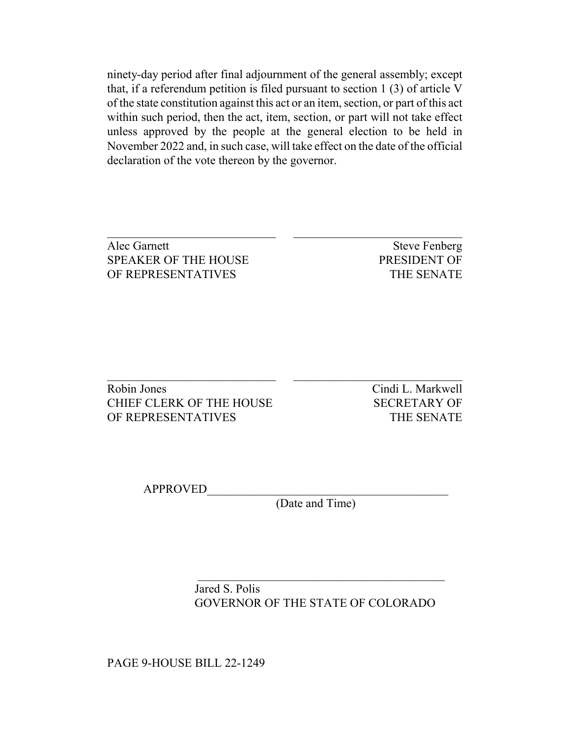ninety-day period after final adjournment of the general assembly; except that, if a referendum petition is filed pursuant to section 1 (3) of article V of the state constitution against this act or an item, section, or part of this act within such period, then the act, item, section, or part will not take effect unless approved by the people at the general election to be held in November 2022 and, in such case, will take effect on the date of the official declaration of the vote thereon by the governor.

____________________________ ____________________________
Alec Garnett                                        Steve Fenberg
SPEAKER OF THE HOUSE                    PRESIDENT OF
OF REPRESENTATIVES                          THE SENATE

____________________________ ____________________________
Robin Jones                                         Cindi L. Markwell
CHIEF CLERK OF THE HOUSE           SECRETARY OF
OF REPRESENTATIVES                          THE SENATE

APPROVED________________________________________
(Date and Time)

_________________________________________
Jared S. Polis
GOVERNOR OF THE STATE OF COLORADO

PAGE 9-HOUSE BILL 22-1249